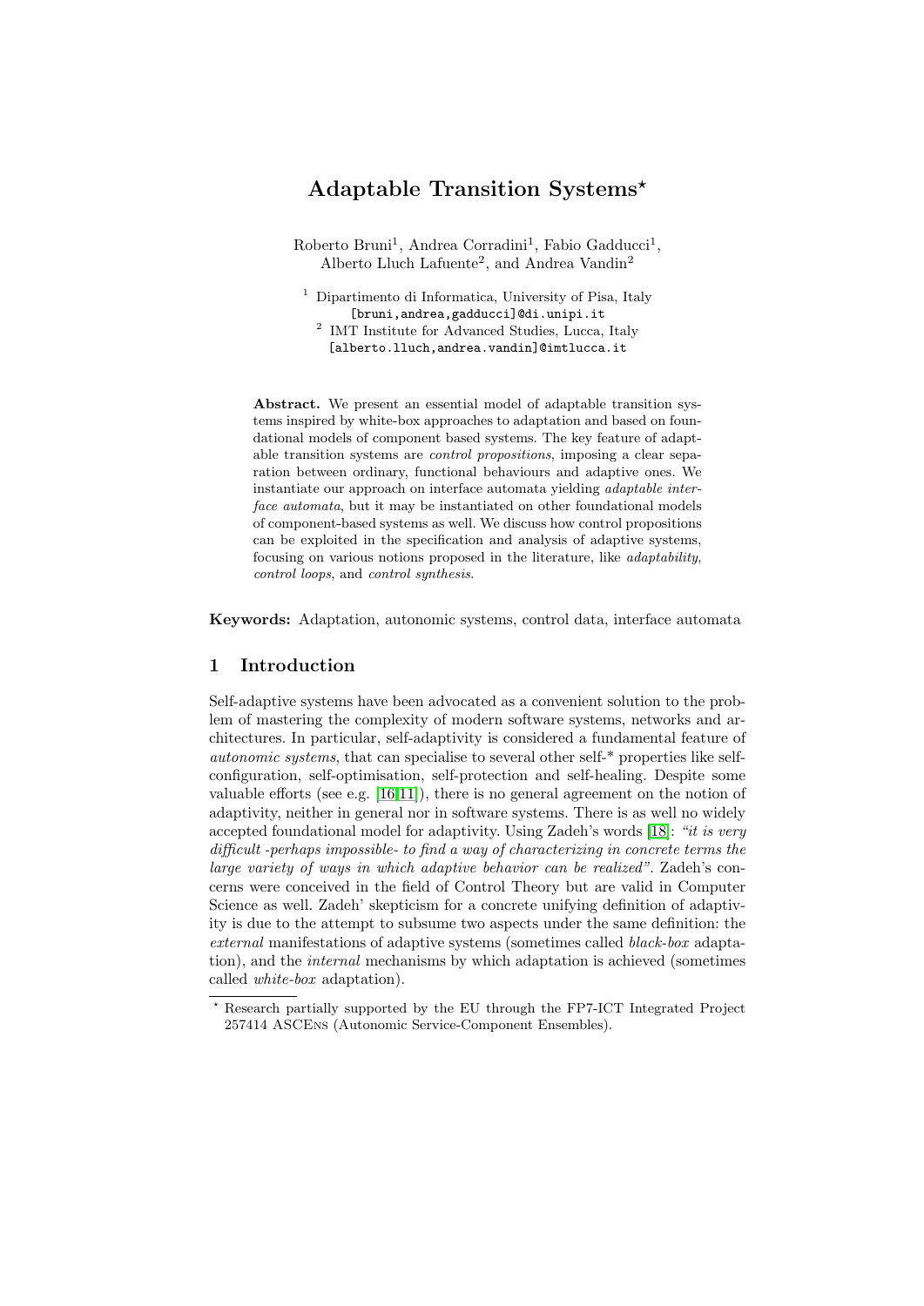# Adaptable Transition Systems*

Roberto Bruni[1], Andrea Corradini[1], Fabio Gadducci[1], Alberto Lluch Lafuente[2], and Andrea Vandin[2]

[1] Dipartimento di Informatica, University of Pisa, Italy
[bruni,andrea,gadducci]@di.unipi.it

[2] IMT Institute for Advanced Studies, Lucca, Italy
[alberto.lluch,andrea.vandin]@imtlucca.it

**Abstract.** We present an essential model of adaptable transition systems inspired by white-box approaches to adaptation and based on foundational models of component based systems. The key feature of adaptable transition systems are *control propositions*, imposing a clear separation between ordinary, functional behaviours and adaptive ones. We instantiate our approach on interface automata yielding *adaptable interface automata*, but it may be instantiated on other foundational models of component-based systems as well. We discuss how control propositions can be exploited in the specification and analysis of adaptive systems, focusing on various notions proposed in the literature, like *adaptability*, *control loops*, and *control synthesis*.

**Keywords:** Adaptation, autonomic systems, control data, interface automata

## 1 Introduction

Self-adaptive systems have been advocated as a convenient solution to the problem of mastering the complexity of modern software systems, networks and architectures. In particular, self-adaptivity is considered a fundamental feature of *autonomic systems*, that can specialise to several other self-* properties like self-configuration, self-optimisation, self-protection and self-healing. Despite some valuable efforts (see e.g. [16,11]), there is no general agreement on the notion of adaptivity, neither in general nor in software systems. There is as well no widely accepted foundational model for adaptivity. Using Zadeh's words [18]: *"it is very difficult -perhaps impossible- to find a way of characterizing in concrete terms the large variety of ways in which adaptive behavior can be realized"*. Zadeh's concerns were conceived in the field of Control Theory but are valid in Computer Science as well. Zadeh' skepticism for a concrete unifying definition of adaptivity is due to the attempt to subsume two aspects under the same definition: the *external* manifestations of adaptive systems (sometimes called *black-box* adaptation), and the *internal* mechanisms by which adaptation is achieved (sometimes called *white-box* adaptation).

* Research partially supported by the EU through the FP7-ICT Integrated Project 257414 ASCEns (Autonomic Service-Component Ensembles).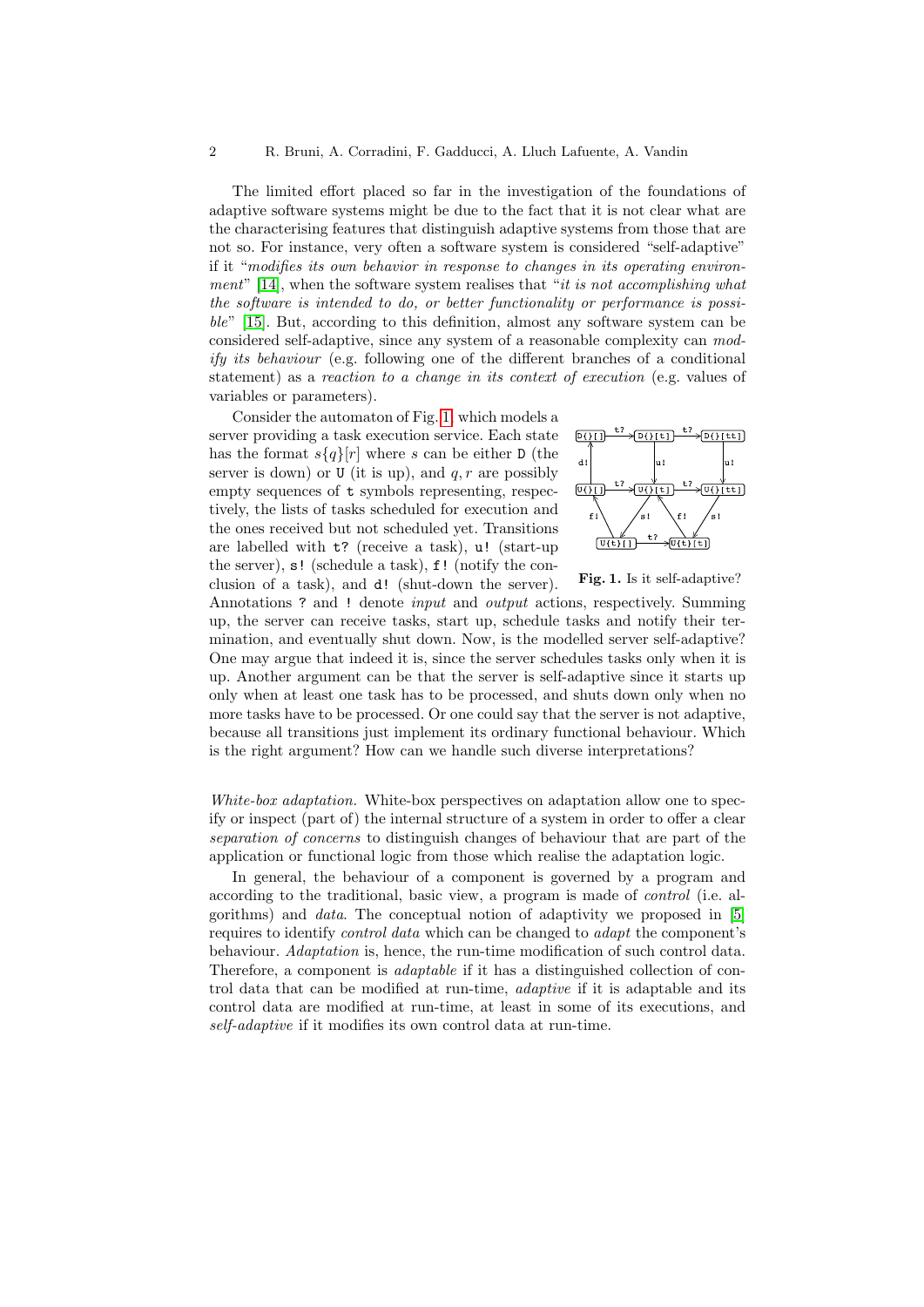The limited effort placed so far in the investigation of the foundations of adaptive software systems might be due to the fact that it is not clear what are the characterising features that distinguish adaptive systems from those that are not so. For instance, very often a software system is considered "self-adaptive" if it "*modifies its own behavior in response to changes in its operating environment*" [14], when the software system realises that "*it is not accomplishing what the software is intended to do, or better functionality or performance is possible*" [15]. But, according to this definition, almost any software system can be considered self-adaptive, since any system of a reasonable complexity can *modify its behaviour* (e.g. following one of the different branches of a conditional statement) as a *reaction to a change in its context of execution* (e.g. values of variables or parameters).

Consider the automaton of Fig. 1, which models a server providing a task execution service. Each state has the format $s\{q\}[r]$ where $s$ can be either `D` (the server is down) or `U` (it is up), and $q, r$ are possibly empty sequences of `t` symbols representing, respectively, the lists of tasks scheduled for execution and the ones received but not scheduled yet. Transitions are labelled with `t?` (receive a task), `u!` (start-up the server), `s!` (schedule a task), `f!` (notify the conclusion of a task), and `d!` (shut-down the server). Annotations `?` and `!` denote *input* and *output* actions, respectively. Summing up, the server can receive tasks, start up, schedule tasks and notify their termination, and eventually shut down. Now, is the modelled server self-adaptive? One may argue that indeed it is, since the server schedules tasks only when it is up. Another argument can be that the server is self-adaptive since it starts up only when at least one task has to be processed, and shuts down only when no more tasks have to be processed. Or one could say that the server is not adaptive, because all transitions just implement its ordinary functional behaviour. Which is the right argument? How can we handle such diverse interpretations?

D{}[]
t?
D{}[t]
t?
D{}[tt]
d!
u!
u!
U{}[]
t?
U{}[t]
t?
U{}[tt]
f!
s!
f!
s!
U{t}[]
t?
U{t}[t]

**Fig. 1.** Is it self-adaptive?

*White-box adaptation.* White-box perspectives on adaptation allow one to specify or inspect (part of) the internal structure of a system in order to offer a clear *separation of concerns* to distinguish changes of behaviour that are part of the application or functional logic from those which realise the adaptation logic.

In general, the behaviour of a component is governed by a program and according to the traditional, basic view, a program is made of *control* (i.e. algorithms) and *data*. The conceptual notion of adaptivity we proposed in [5] requires to identify *control data* which can be changed to *adapt* the component's behaviour. *Adaptation* is, hence, the run-time modification of such control data. Therefore, a component is *adaptable* if it has a distinguished collection of control data that can be modified at run-time, *adaptive* if it is adaptable and its control data are modified at run-time, at least in some of its executions, and *self-adaptive* if it modifies its own control data at run-time.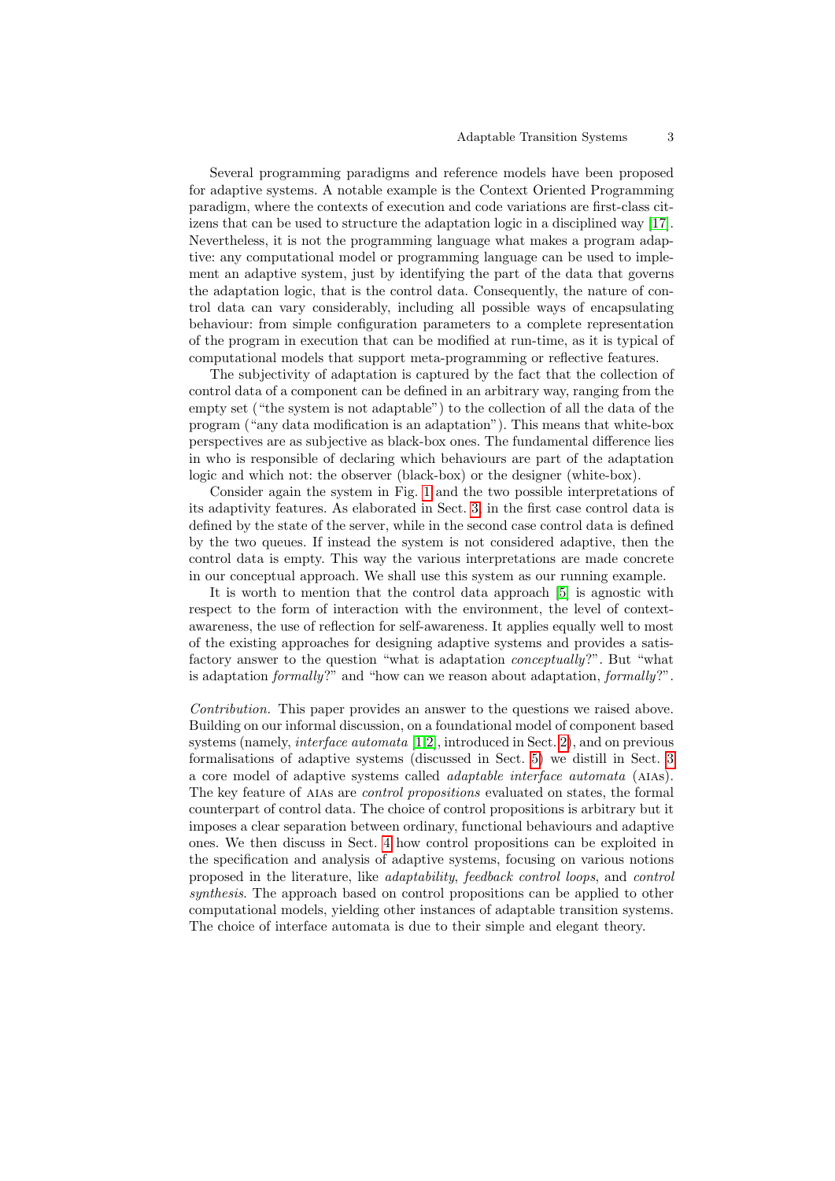Several programming paradigms and reference models have been proposed for adaptive systems. A notable example is the Context Oriented Programming paradigm, where the contexts of execution and code variations are first-class citizens that can be used to structure the adaptation logic in a disciplined way [17]. Nevertheless, it is not the programming language what makes a program adaptive: any computational model or programming language can be used to implement an adaptive system, just by identifying the part of the data that governs the adaptation logic, that is the control data. Consequently, the nature of control data can vary considerably, including all possible ways of encapsulating behaviour: from simple configuration parameters to a complete representation of the program in execution that can be modified at run-time, as it is typical of computational models that support meta-programming or reflective features.

The subjectivity of adaptation is captured by the fact that the collection of control data of a component can be defined in an arbitrary way, ranging from the empty set ("the system is not adaptable") to the collection of all the data of the program ("any data modification is an adaptation"). This means that white-box perspectives are as subjective as black-box ones. The fundamental difference lies in who is responsible of declaring which behaviours are part of the adaptation logic and which not: the observer (black-box) or the designer (white-box).

Consider again the system in Fig. 1 and the two possible interpretations of its adaptivity features. As elaborated in Sect. 3, in the first case control data is defined by the state of the server, while in the second case control data is defined by the two queues. If instead the system is not considered adaptive, then the control data is empty. This way the various interpretations are made concrete in our conceptual approach. We shall use this system as our running example.

It is worth to mention that the control data approach [5] is agnostic with respect to the form of interaction with the environment, the level of context-awareness, the use of reflection for self-awareness. It applies equally well to most of the existing approaches for designing adaptive systems and provides a satisfactory answer to the question "what is adaptation *conceptually*?". But "what is adaptation *formally*?" and "how can we reason about adaptation, *formally*?".

*Contribution.* This paper provides an answer to the questions we raised above. Building on our informal discussion, on a foundational model of component based systems (namely, *interface automata* [1,2], introduced in Sect. 2), and on previous formalisations of adaptive systems (discussed in Sect. 5) we distill in Sect. 3 a core model of adaptive systems called *adaptable interface automata* (AIAs). The key feature of AIAs are *control propositions* evaluated on states, the formal counterpart of control data. The choice of control propositions is arbitrary but it imposes a clear separation between ordinary, functional behaviours and adaptive ones. We then discuss in Sect. 4 how control propositions can be exploited in the specification and analysis of adaptive systems, focusing on various notions proposed in the literature, like *adaptability*, *feedback control loops*, and *control synthesis*. The approach based on control propositions can be applied to other computational models, yielding other instances of adaptable transition systems. The choice of interface automata is due to their simple and elegant theory.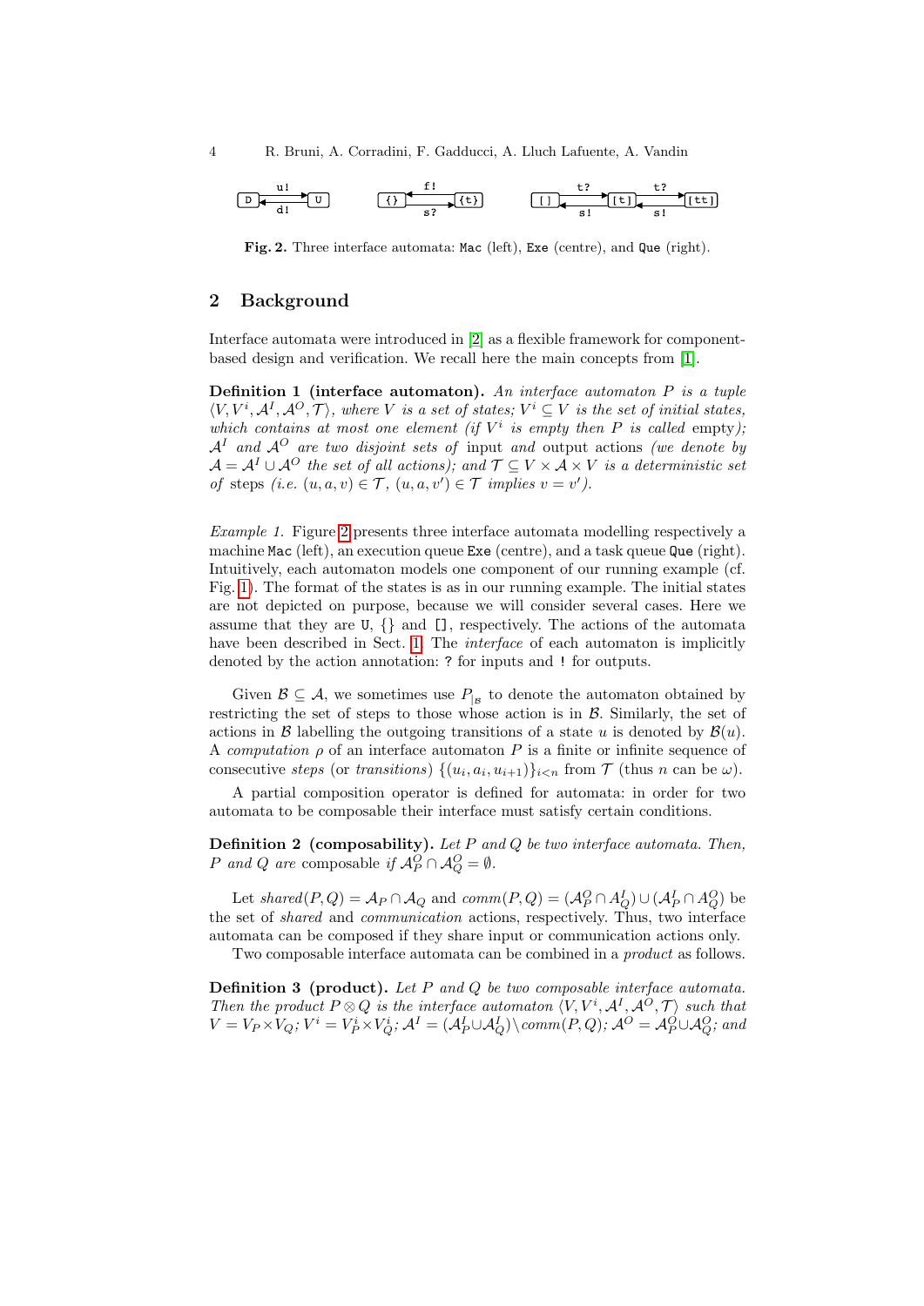**Fig. 2.** Three interface automata: `Mac` (left), `Exe` (centre), and `Que` (right).

## 2 Background

Interface automata were introduced in [2] as a flexible framework for component-based design and verification. We recall here the main concepts from [1].

**Definition 1 (interface automaton).** *An interface automaton $P$ is a tuple $\langle V, V^i, \mathcal{A}^I, \mathcal{A}^O, \mathcal{T} \rangle$, where $V$ is a set of states; $V^i \subseteq V$ is the set of initial states, which contains at most one element (if $V^i$ is empty then $P$ is called* empty*); $\mathcal{A}^I$ and $\mathcal{A}^O$ are two disjoint sets of* input *and* output *actions (we denote by $\mathcal{A} = \mathcal{A}^I \cup \mathcal{A}^O$ the set of all actions); and $\mathcal{T} \subseteq V \times \mathcal{A} \times V$ is a deterministic set of* steps *(i.e. $(u, a, v) \in \mathcal{T}$, $(u, a, v') \in \mathcal{T}$ implies $v = v'$).*

*Example 1.* Figure 2 presents three interface automata modelling respectively a machine `Mac` (left), an execution queue `Exe` (centre), and a task queue `Que` (right). Intuitively, each automaton models one component of our running example (cf. Fig. 1). The format of the states is as in our running example. The initial states are not depicted on purpose, because we will consider several cases. Here we assume that they are `U`, `{}` and `[]`, respectively. The actions of the automata have been described in Sect. 1. The *interface* of each automaton is implicitly denoted by the action annotation: `?` for inputs and `!` for outputs.

Given $\mathcal{B} \subseteq \mathcal{A}$, we sometimes use $P_{|_{\mathcal{B}}}$ to denote the automaton obtained by restricting the set of steps to those whose action is in $\mathcal{B}$. Similarly, the set of actions in $\mathcal{B}$ labelling the outgoing transitions of a state $u$ is denoted by $\mathcal{B}(u)$. A *computation* $\rho$ of an interface automaton $P$ is a finite or infinite sequence of consecutive *steps* (or *transitions*) $\{(u_i, a_i, u_{i+1})\}_{i<n}$ from $\mathcal{T}$ (thus $n$ can be $\omega$).

A partial composition operator is defined for automata: in order for two automata to be composable their interface must satisfy certain conditions.

**Definition 2 (composability).** *Let $P$ and $Q$ be two interface automata. Then, $P$ and $Q$ are* composable *if $\mathcal{A}^O_P \cap \mathcal{A}^O_Q = \emptyset$.*

Let $shared(P, Q) = \mathcal{A}_P \cap \mathcal{A}_Q$ and $comm(P, Q) = (\mathcal{A}^O_P \cap \mathcal{A}^I_Q) \cup (\mathcal{A}^I_P \cap \mathcal{A}^O_Q)$ be the set of *shared* and *communication* actions, respectively. Thus, two interface automata can be composed if they share input or communication actions only.

Two composable interface automata can be combined in a *product* as follows.

**Definition 3 (product).** *Let $P$ and $Q$ be two composable interface automata. Then the product $P \otimes Q$ is the interface automaton $\langle V, V^i, \mathcal{A}^I, \mathcal{A}^O, \mathcal{T} \rangle$ such that $V = V_P \times V_Q$; $V^i = V^i_P \times V^i_Q$; $\mathcal{A}^I = (\mathcal{A}^I_P \cup \mathcal{A}^I_Q) \setminus comm(P, Q)$; $\mathcal{A}^O = \mathcal{A}^O_P \cup \mathcal{A}^O_Q$; and*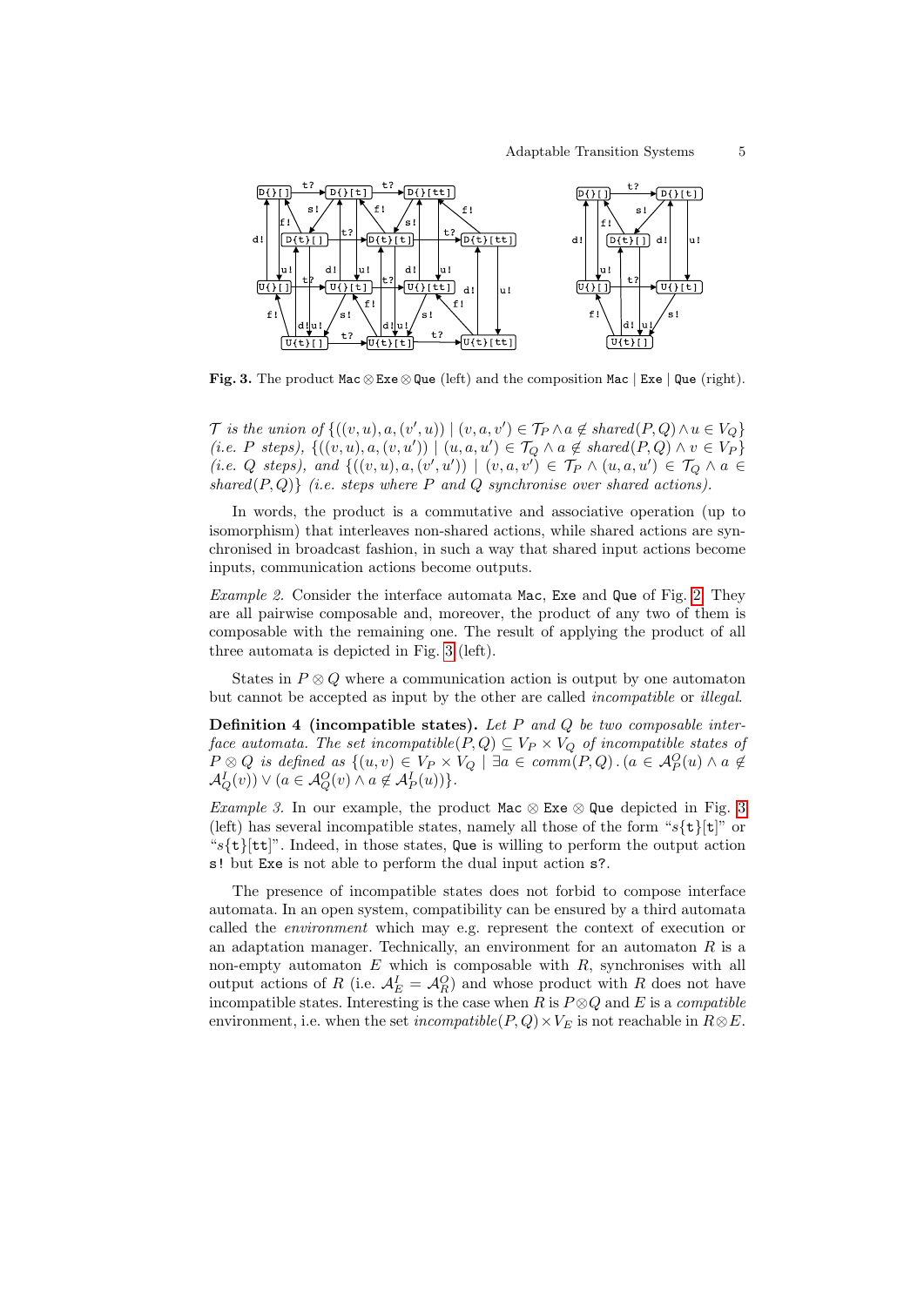Fig. 3. The product $\mathtt{Mac} \otimes \mathtt{Exe} \otimes \mathtt{Que}$ (left) and the composition $\mathtt{Mac} \mid \mathtt{Exe} \mid \mathtt{Que}$ (right).

*$\mathcal{T}$ is the union of* $\{((v,u),a,(v',u)) \mid (v,a,v') \in \mathcal{T}_P \wedge a \notin shared(P,Q) \wedge u \in V_Q\}$ *(i.e. P steps),* $\{((v,u),a,(v,u')) \mid (u,a,u') \in \mathcal{T}_Q \wedge a \notin shared(P,Q) \wedge v \in V_P\}$ *(i.e. Q steps), and* $\{((v,u),a,(v',u')) \mid (v,a,v') \in \mathcal{T}_P \wedge (u,a,u') \in \mathcal{T}_Q \wedge a \in shared(P,Q)\}$ *(i.e. steps where P and Q synchronise over shared actions).*

In words, the product is a commutative and associative operation (up to isomorphism) that interleaves non-shared actions, while shared actions are synchronised in broadcast fashion, in such a way that shared input actions become inputs, communication actions become outputs.

*Example 2.* Consider the interface automata `Mac`, `Exe` and `Que` of Fig. 2. They are all pairwise composable and, moreover, the product of any two of them is composable with the remaining one. The result of applying the product of all three automata is depicted in Fig. 3 (left).

States in $P \otimes Q$ where a communication action is output by one automaton but cannot be accepted as input by the other are called *incompatible* or *illegal*.

**Definition 4 (incompatible states).** *Let P and Q be two composable interface automata. The set* $incompatible(P,Q) \subseteq V_P \times V_Q$ *of incompatible states of* $P \otimes Q$ *is defined as* $\{(u,v) \in V_P \times V_Q \mid \exists a \in comm(P,Q) \,.\, (a \in \mathcal{A}^O_P(u) \wedge a \notin \mathcal{A}^I_Q(v)) \vee (a \in \mathcal{A}^O_Q(v) \wedge a \notin \mathcal{A}^I_P(u))\}$.

*Example 3.* In our example, the product $\mathtt{Mac} \otimes \mathtt{Exe} \otimes \mathtt{Que}$ depicted in Fig. 3 (left) has several incompatible states, namely all those of the form "$s$`{t}[t]`" or "$s$`{t}[tt]`". Indeed, in those states, `Que` is willing to perform the output action `s!` but `Exe` is not able to perform the dual input action `s?`.

The presence of incompatible states does not forbid to compose interface automata. In an open system, compatibility can be ensured by a third automata called the *environment* which may e.g. represent the context of execution or an adaptation manager. Technically, an environment for an automaton $R$ is a non-empty automaton $E$ which is composable with $R$, synchronises with all output actions of $R$ (i.e. $\mathcal{A}^I_E = \mathcal{A}^O_R$) and whose product with $R$ does not have incompatible states. Interesting is the case when $R$ is $P \otimes Q$ and $E$ is a *compatible* environment, i.e. when the set $incompatible(P,Q) \times V_E$ is not reachable in $R \otimes E$.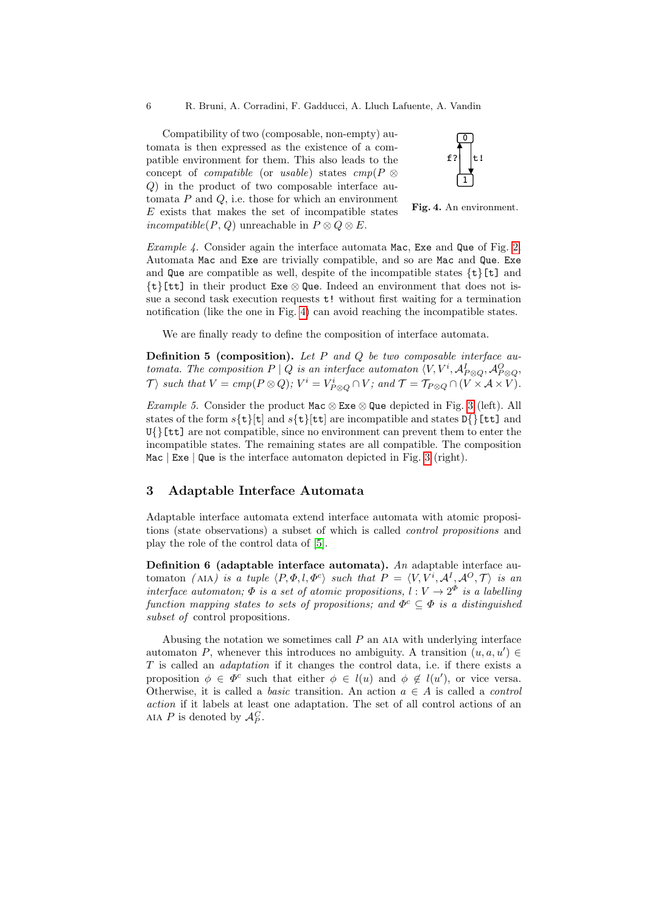Compatibility of two (composable, non-empty) automata is then expressed as the existence of a compatible environment for them. This also leads to the concept of *compatible* (or *usable*) states $cmp(P \otimes Q)$ in the product of two composable interface automata $P$ and $Q$, i.e. those for which an environment $E$ exists that makes the set of incompatible states $incompatible(P, Q)$ unreachable in $P \otimes Q \otimes E$.

**Fig. 4.** An environment.

*Example 4.* Consider again the interface automata `Mac`, `Exe` and `Que` of Fig. 2. Automata `Mac` and `Exe` are trivially compatible, and so are `Mac` and `Que`. `Exe` and `Que` are compatible as well, despite of the incompatible states `{t}[t]` and `{t}[tt]` in their product `Exe` $\otimes$ `Que`. Indeed an environment that does not issue a second task execution requests `t!` without first waiting for a termination notification (like the one in Fig. 4) can avoid reaching the incompatible states.

We are finally ready to define the composition of interface automata.

**Definition 5 (composition).** *Let $P$ and $Q$ be two composable interface automata. The composition $P \mid Q$ is an interface automaton $\langle V, V^i, \mathcal{A}^I_{P\otimes Q}, \mathcal{A}^O_{P\otimes Q}, \mathcal{T}\rangle$ such that $V = cmp(P \otimes Q)$; $V^i = V^i_{P\otimes Q} \cap V$; and $\mathcal{T} = \mathcal{T}_{P\otimes Q} \cap (V \times \mathcal{A} \times V)$.*

*Example 5.* Consider the product `Mac` $\otimes$ `Exe` $\otimes$ `Que` depicted in Fig. 3 (left). All states of the form $s$`{t}[t]` and $s$`{t}[tt]` are incompatible and states `D{}[tt]` and `U{}[tt]` are not compatible, since no environment can prevent them to enter the incompatible states. The remaining states are all compatible. The composition `Mac` | `Exe` | `Que` is the interface automaton depicted in Fig. 3 (right).

## 3 Adaptable Interface Automata

Adaptable interface automata extend interface automata with atomic propositions (state observations) a subset of which is called *control propositions* and play the role of the control data of [5].

**Definition 6 (adaptable interface automaton).** *An* adaptable interface automaton *(AIA) is a tuple $\langle P, \Phi, l, \Phi^c\rangle$ such that $P = \langle V, V^i, \mathcal{A}^I, \mathcal{A}^O, \mathcal{T}\rangle$ is an interface automaton; $\Phi$ is a set of atomic propositions, $l : V \to 2^{\Phi}$ is a labelling function mapping states to sets of propositions; and $\Phi^c \subseteq \Phi$ is a distinguished subset of* control propositions.

Abusing the notation we sometimes call $P$ an AIA with underlying interface automaton $P$, whenever this introduces no ambiguity. A transition $(u, a, u') \in T$ is called an *adaptation* if it changes the control data, i.e. if there exists a proposition $\phi \in \Phi^c$ such that either $\phi \in l(u)$ and $\phi \notin l(u')$, or vice versa. Otherwise, it is called a *basic* transition. An action $a \in A$ is called a *control action* if it labels at least one adaptation. The set of all control actions of an AIA $P$ is denoted by $\mathcal{A}^C_P$.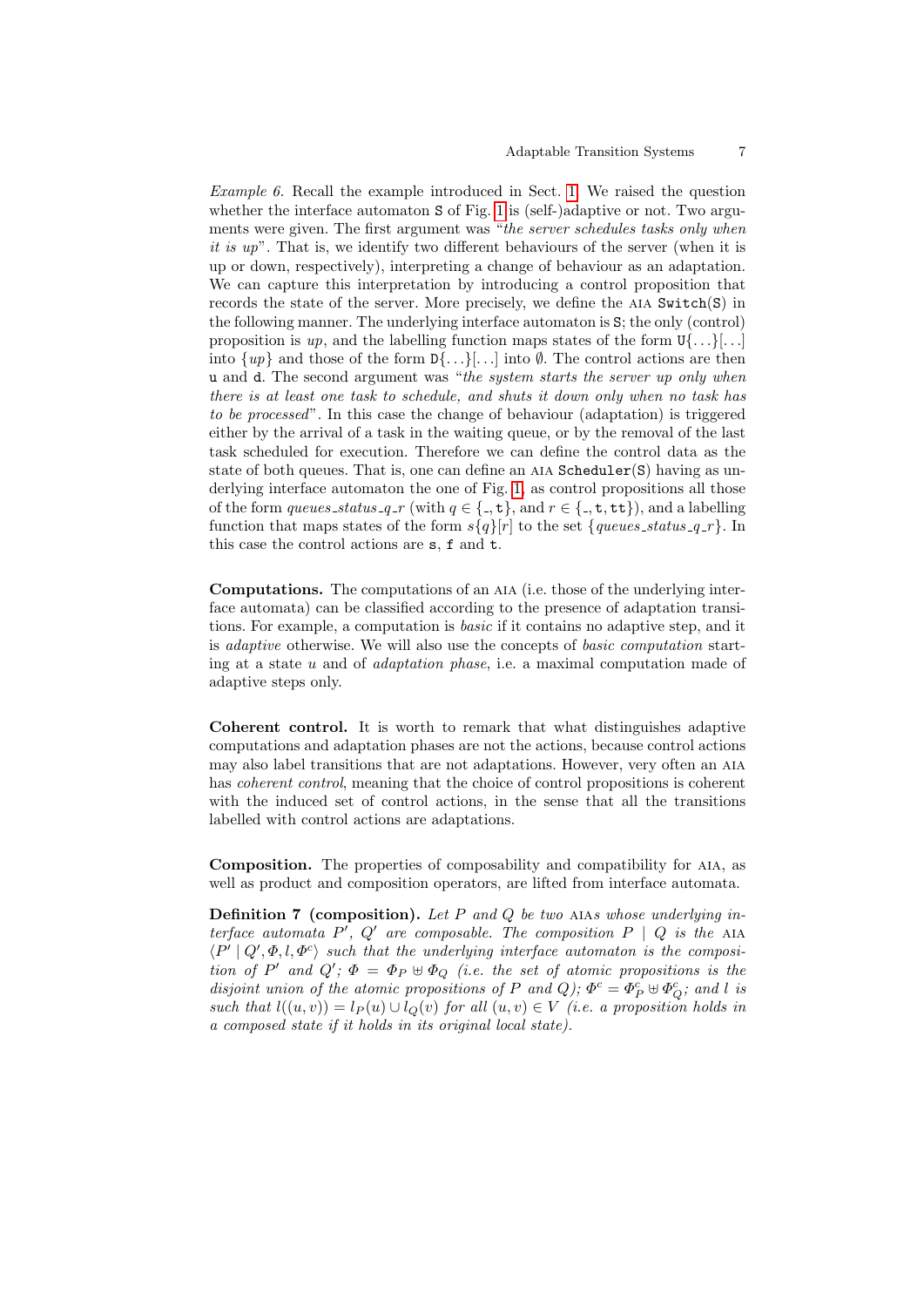*Example 6.* Recall the example introduced in Sect. 1. We raised the question whether the interface automaton `S` of Fig. 1 is (self-)adaptive or not. Two arguments were given. The first argument was "*the server schedules tasks only when it is up*". That is, we identify two different behaviours of the server (when it is up or down, respectively), interpreting a change of behaviour as an adaptation. We can capture this interpretation by introducing a control proposition that records the state of the server. More precisely, we define the AIA `Switch(S)` in the following manner. The underlying interface automaton is `S`; the only (control) proposition is *up*, and the labelling function maps states of the form `U{...}[...]` into $\{up\}$ and those of the form `D{...}[...]` into $\emptyset$. The control actions are then `u` and `d`. The second argument was "*the system starts the server up only when there is at least one task to schedule, and shuts it down only when no task has to be processed*". In this case the change of behaviour (adaptation) is triggered either by the arrival of a task in the waiting queue, or by the removal of the last task scheduled for execution. Therefore we can define the control data as the state of both queues. That is, one can define an AIA `Scheduler(S)` having as underlying interface automaton the one of Fig. 1, as control propositions all those of the form $queues\_status\_q\_r$ (with $q \in \{\_, \mathtt{t}\}$, and $r \in \{\_, \mathtt{t}, \mathtt{tt}\}$), and a labelling function that maps states of the form $s\{q\}[r]$ to the set $\{queues\_status\_q\_r\}$. In this case the control actions are `s`, `f` and `t`.

**Computations.** The computations of an AIA (i.e. those of the underlying interface automata) can be classified according to the presence of adaptation transitions. For example, a computation is *basic* if it contains no adaptive step, and it is *adaptive* otherwise. We will also use the concepts of *basic computation* starting at a state $u$ and of *adaptation phase*, i.e. a maximal computation made of adaptive steps only.

**Coherent control.** It is worth to remark that what distinguishes adaptive computations and adaptation phases are not the actions, because control actions may also label transitions that are not adaptations. However, very often an AIA has *coherent control*, meaning that the choice of control propositions is coherent with the induced set of control actions, in the sense that all the transitions labelled with control actions are adaptations.

**Composition.** The properties of composability and compatibility for AIA, as well as product and composition operators, are lifted from interface automata.

**Definition 7 (composition).** *Let $P$ and $Q$ be two* AIA*s whose underlying interface automata $P'$, $Q'$ are composable. The composition $P \mid Q$ is the* AIA *$\langle P' \mid Q', \Phi, l, \Phi^c \rangle$ such that the underlying interface automaton is the composition of $P'$ and $Q'$; $\Phi = \Phi_P \uplus \Phi_Q$ (i.e. the set of atomic propositions is the disjoint union of the atomic propositions of $P$ and $Q$); $\Phi^c = \Phi^c_P \uplus \Phi^c_Q$; and $l$ is such that $l((u, v)) = l_P(u) \cup l_Q(v)$ for all $(u, v) \in V$ (i.e. a proposition holds in a composed state if it holds in its original local state).*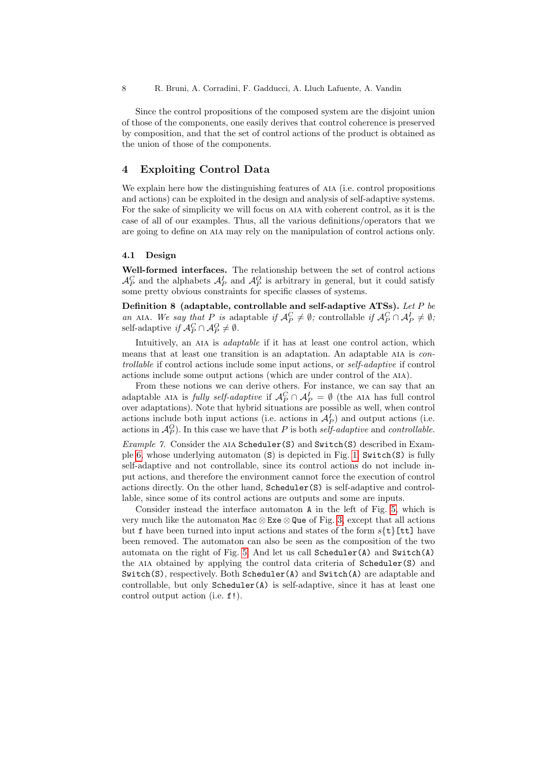Since the control propositions of the composed system are the disjoint union of those of the components, one easily derives that control coherence is preserved by composition, and that the set of control actions of the product is obtained as the union of those of the components.

## 4 Exploiting Control Data

We explain here how the distinguishing features of AIA (i.e. control propositions and actions) can be exploited in the design and analysis of self-adaptive systems. For the sake of simplicity we will focus on AIA with coherent control, as it is the case of all of our examples. Thus, all the various definitions/operators that we are going to define on AIA may rely on the manipulation of control actions only.

### 4.1 Design

**Well-formed interfaces.** The relationship between the set of control actions $\mathcal{A}^C_P$ and the alphabets $\mathcal{A}^I_P$ and $\mathcal{A}^O_P$ is arbitrary in general, but it could satisfy some pretty obvious constraints for specific classes of systems.

**Definition 8 (adaptable, controllable and self-adaptive ATSs).** *Let $P$ be an* AIA. *We say that $P$ is* adaptable *if $\mathcal{A}^C_P \neq \emptyset$;* controllable *if $\mathcal{A}^C_P \cap \mathcal{A}^I_P \neq \emptyset$;* self-adaptive *if $\mathcal{A}^C_P \cap \mathcal{A}^O_P \neq \emptyset$.*

Intuitively, an AIA is *adaptable* if it has at least one control action, which means that at least one transition is an adaptation. An adaptable AIA is *controllable* if control actions include some input actions, or *self-adaptive* if control actions include some output actions (which are under control of the AIA).

From these notions we can derive others. For instance, we can say that an adaptable AIA is *fully self-adaptive* if $\mathcal{A}^C_P \cap \mathcal{A}^I_P = \emptyset$ (the AIA has full control over adaptations). Note that hybrid situations are possible as well, when control actions include both input actions (i.e. actions in $\mathcal{A}^I_P$) and output actions (i.e. actions in $\mathcal{A}^O_P$). In this case we have that $P$ is both *self-adaptive* and *controllable*.

*Example 7.* Consider the AIA `Scheduler(S)` and `Switch(S)` described in Example 6, whose underlying automaton (`S`) is depicted in Fig. 1. `Switch(S)` is fully self-adaptive and not controllable, since its control actions do not include input actions, and therefore the environment cannot force the execution of control actions directly. On the other hand, `Scheduler(S)` is self-adaptive and controllable, since some of its control actions are outputs and some are inputs.

Consider instead the interface automaton `A` in the left of Fig. 5, which is very much like the automaton `Mac` $\otimes$ `Exe` $\otimes$ `Que` of Fig. 3, except that all actions but `f` have been turned into input actions and states of the form $s${`t`}`[tt]` have been removed. The automaton can also be seen as the composition of the two automata on the right of Fig. 5. And let us call `Scheduler(A)` and `Switch(A)` the AIA obtained by applying the control data criteria of `Scheduler(S)` and `Switch(S)`, respectively. Both `Scheduler(A)` and `Switch(A)` are adaptable and controllable, but only `Scheduler(A)` is self-adaptive, since it has at least one control output action (i.e. `f!`).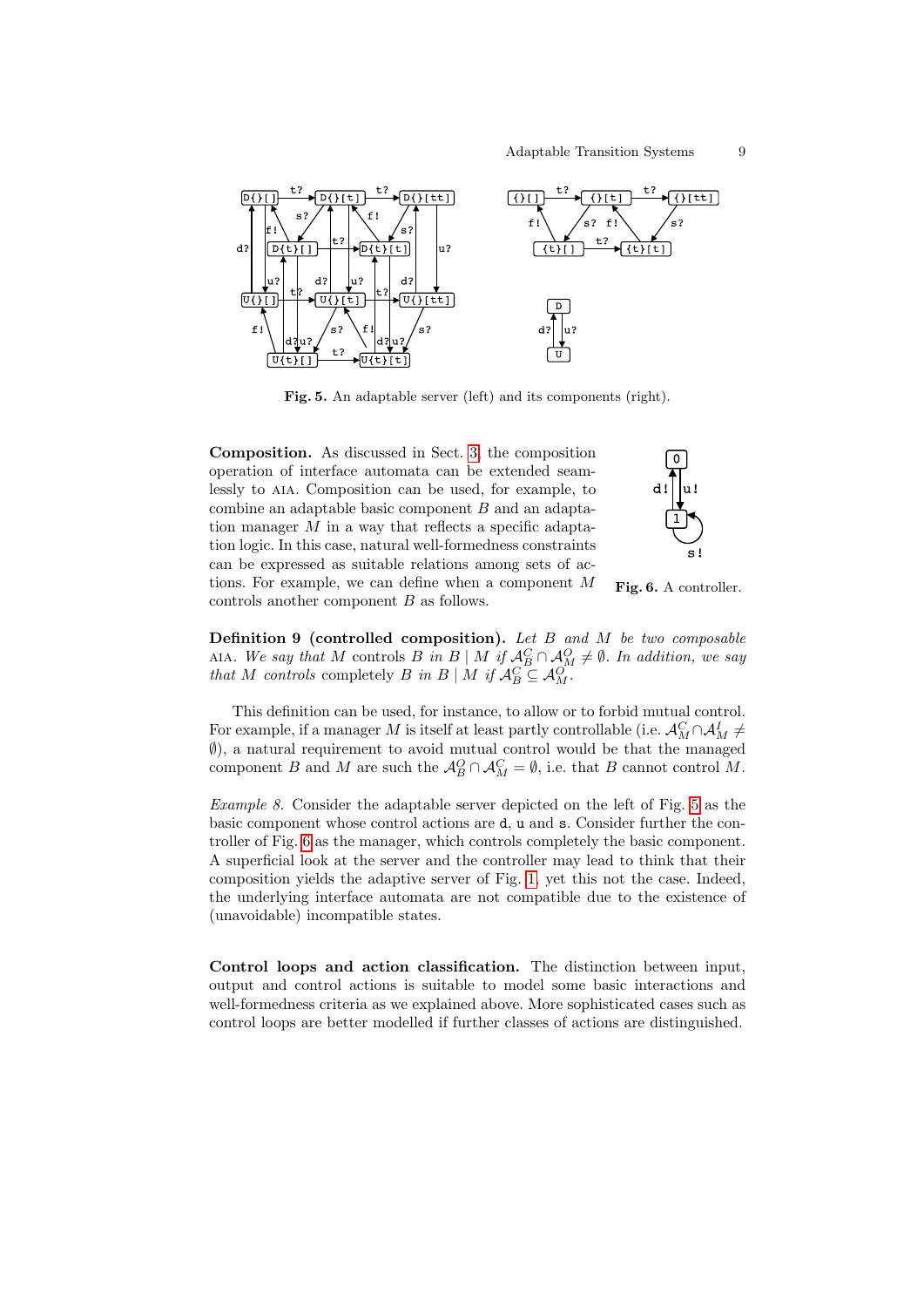**Fig. 5.** An adaptable server (left) and its components (right).

**Fig. 6.** A controller.

**Composition.** As discussed in Sect. 3, the composition operation of interface automata can be extended seamlessly to AIA. Composition can be used, for example, to combine an adaptable basic component $B$ and an adaptation manager $M$ in a way that reflects a specific adaptation logic. In this case, natural well-formedness constraints can be expressed as suitable relations among sets of actions. For example, we can define when a component $M$ controls another component $B$ as follows.

**Definition 9 (controlled composition).** *Let $B$ and $M$ be two composable* AIA*. We say that $M$ controls $B$ in $B \mid M$ if $\mathcal{A}^C_B \cap \mathcal{A}^O_M \neq \emptyset$. In addition, we say that $M$ controls* completely *$B$ in $B \mid M$ if $\mathcal{A}^C_B \subseteq \mathcal{A}^O_M$.*

This definition can be used, for instance, to allow or to forbid mutual control. For example, if a manager $M$ is itself at least partly controllable (i.e. $\mathcal{A}^C_M \cap \mathcal{A}^I_M \neq \emptyset$), a natural requirement to avoid mutual control would be that the managed component $B$ and $M$ are such the $\mathcal{A}^O_B \cap \mathcal{A}^C_M = \emptyset$, i.e. that $B$ cannot control $M$.

*Example 8.* Consider the adaptable server depicted on the left of Fig. 5 as the basic component whose control actions are `d`, `u` and `s`. Consider further the controller of Fig. 6 as the manager, which controls completely the basic component. A superficial look at the server and the controller may lead to think that their composition yields the adaptive server of Fig. 1, yet this not the case. Indeed, the underlying interface automata are not compatible due to the existence of (unavoidable) incompatible states.

**Control loops and action classification.** The distinction between input, output and control actions is suitable to model some basic interactions and well-formedness criteria as we explained above. More sophisticated cases such as control loops are better modelled if further classes of actions are distinguished.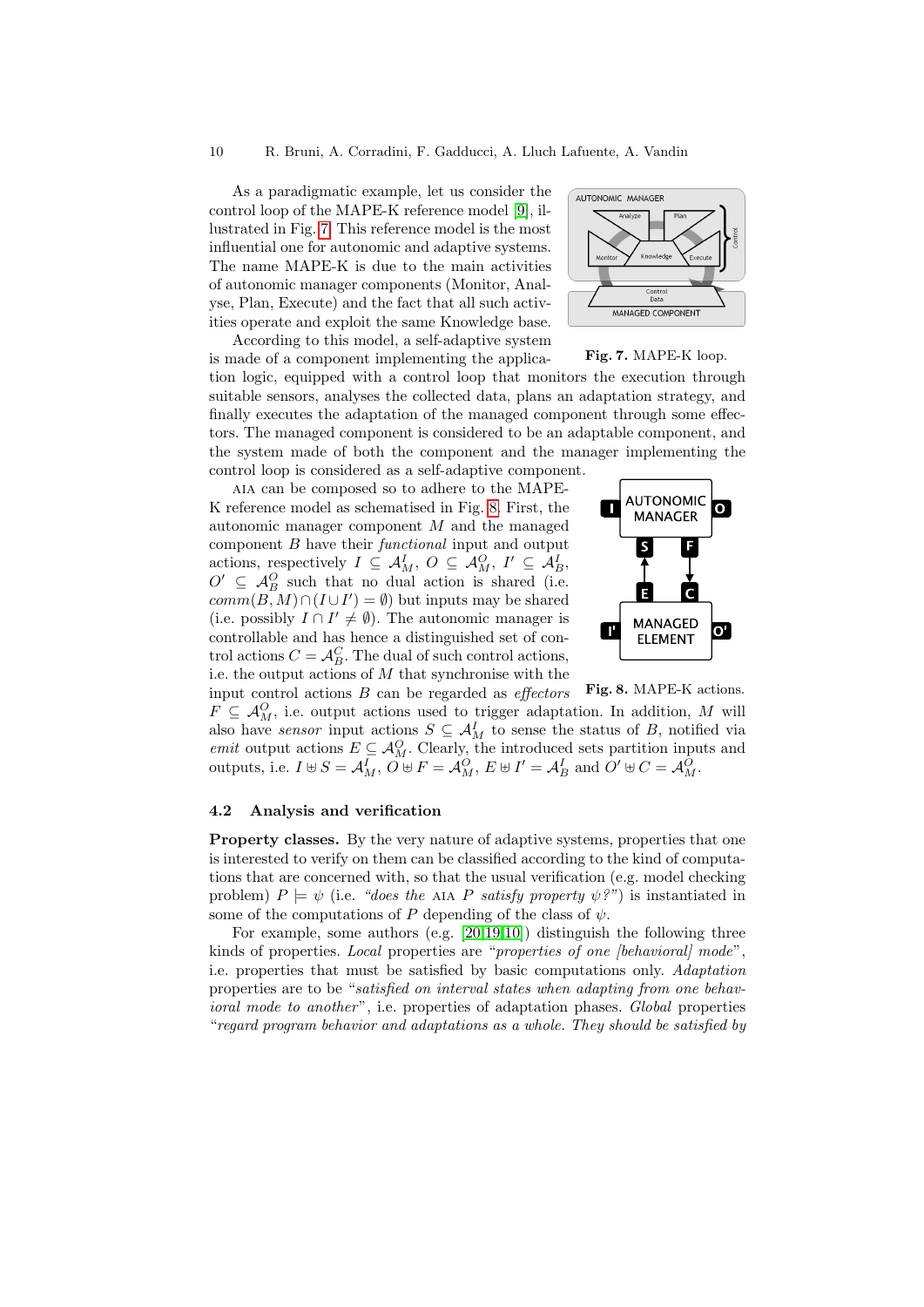As a paradigmatic example, let us consider the control loop of the MAPE-K reference model [9], illustrated in Fig. 7. This reference model is the most influential one for autonomic and adaptive systems. The name MAPE-K is due to the main activities of autonomic manager components (Monitor, Analyse, Plan, Execute) and the fact that all such activities operate and exploit the same Knowledge base.

**Fig. 7.** MAPE-K loop.

According to this model, a self-adaptive system is made of a component implementing the application logic, equipped with a control loop that monitors the execution through suitable sensors, analyses the collected data, plans an adaptation strategy, and finally executes the adaptation of the managed component through some effectors. The managed component is considered to be an adaptable component, and the system made of both the component and the manager implementing the control loop is considered as a self-adaptive component.

AIA can be composed so to adhere to the MAPE-K reference model as schematised in Fig. 8. First, the autonomic manager component $M$ and the managed component $B$ have their *functional* input and output actions, respectively $I \subseteq \mathcal{A}^I_M$, $O \subseteq \mathcal{A}^O_M$, $I' \subseteq \mathcal{A}^I_B$, $O' \subseteq \mathcal{A}^O_B$ such that no dual action is shared (i.e. $comm(B, M) \cap (I \cup I') = \emptyset$) but inputs may be shared (i.e. possibly $I \cap I' \neq \emptyset$). The autonomic manager is controllable and has hence a distinguished set of control actions $C = \mathcal{A}^C_B$. The dual of such control actions, i.e. the output actions of $M$ that synchronise with the input control actions $B$ can be regarded as *effectors* $F \subseteq \mathcal{A}^O_M$, i.e. output actions used to trigger adaptation. In addition, $M$ will also have *sensor* input actions $S \subseteq \mathcal{A}^I_M$ to sense the status of $B$, notified via *emit* output actions $E \subseteq \mathcal{A}^O_M$. Clearly, the introduced sets partition inputs and outputs, i.e. $I \uplus S = \mathcal{A}^I_M$, $O \uplus F = \mathcal{A}^O_M$, $E \uplus I' = \mathcal{A}^I_B$ and $O' \uplus C = \mathcal{A}^O_M$.

**Fig. 8.** MAPE-K actions.

### 4.2 Analysis and verification

**Property classes.** By the very nature of adaptive systems, properties that one is interested to verify on them can be classified according to the kind of computations that are concerned with, so that the usual verification (e.g. model checking problem) $P \models \psi$ (i.e. *"does the* AIA $P$ *satisfy property* $\psi$*?"*) is instantiated in some of the computations of $P$ depending of the class of $\psi$.

For example, some authors (e.g. [20,19,10]) distinguish the following three kinds of properties. *Local* properties are "*properties of one [behavioral] mode*", i.e. properties that must be satisfied by basic computations only. *Adaptation* properties are to be "*satisfied on interval states when adapting from one behavioral mode to another*", i.e. properties of adaptation phases. *Global* properties "*regard program behavior and adaptations as a whole. They should be satisfied by*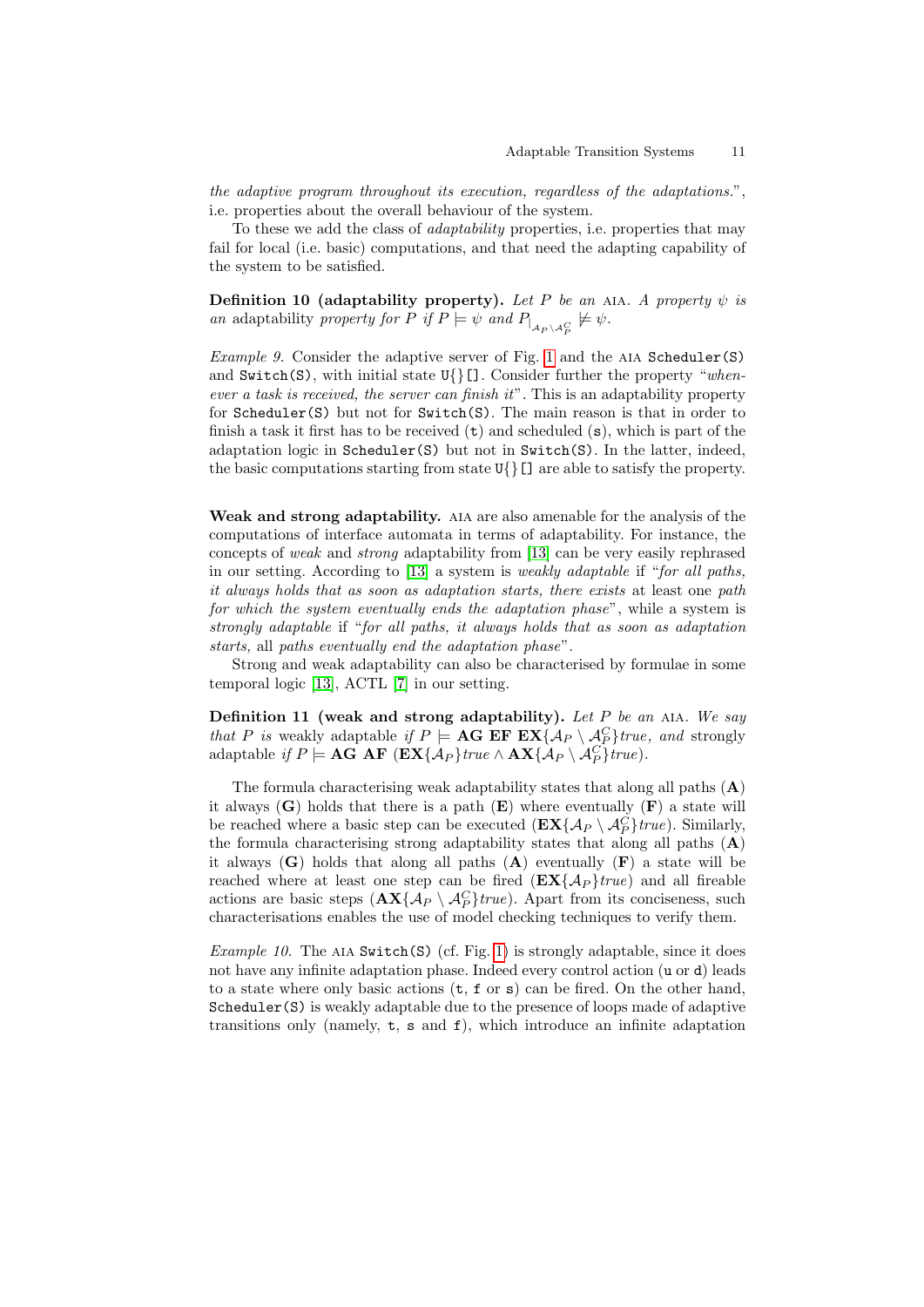*the adaptive program throughout its execution, regardless of the adaptations.*", i.e. properties about the overall behaviour of the system.

To these we add the class of *adaptability* properties, i.e. properties that may fail for local (i.e. basic) computations, and that need the adapting capability of the system to be satisfied.

**Definition 10 (adaptability property).** *Let $P$ be an* AIA*. A property $\psi$ is an* adaptability *property for $P$ if $P \models \psi$ and $P_{|_{\mathcal{A}_P \setminus \mathcal{A}_P^C}} \not\models \psi$.*

*Example 9.* Consider the adaptive server of Fig. 1 and the AIA `Scheduler(S)` and `Switch(S)`, with initial state `U{}[]`. Consider further the property "*whenever a task is received, the server can finish it*". This is an adaptability property for `Scheduler(S)` but not for `Switch(S)`. The main reason is that in order to finish a task it first has to be received (`t`) and scheduled (`s`), which is part of the adaptation logic in `Scheduler(S)` but not in `Switch(S)`. In the latter, indeed, the basic computations starting from state `U{}[]` are able to satisfy the property.

**Weak and strong adaptability.** AIA are also amenable for the analysis of the computations of interface automata in terms of adaptability. For instance, the concepts of *weak* and *strong* adaptability from [13] can be very easily rephrased in our setting. According to [13] a system is *weakly adaptable* if "*for all paths, it always holds that as soon as adaptation starts, there exists* at least one *path for which the system eventually ends the adaptation phase*", while a system is *strongly adaptable* if "*for all paths, it always holds that as soon as adaptation starts,* all *paths eventually end the adaptation phase*".

Strong and weak adaptability can also be characterised by formulae in some temporal logic [13], ACTL [7] in our setting.

**Definition 11 (weak and strong adaptability).** *Let $P$ be an* AIA*. We say that $P$ is* weakly adaptable *if $P \models \mathbf{AG}\ \mathbf{EF}\ \mathbf{EX}\{\mathcal{A}_P \setminus \mathcal{A}_P^C\} true$, and* strongly adaptable *if $P \models \mathbf{AG}\ \mathbf{AF}\ (\mathbf{EX}\{\mathcal{A}_P\} true \wedge \mathbf{AX}\{\mathcal{A}_P \setminus \mathcal{A}_P^C\} true)$.*

The formula characterising weak adaptability states that along all paths ($\mathbf{A}$) it always ($\mathbf{G}$) holds that there is a path ($\mathbf{E}$) where eventually ($\mathbf{F}$) a state will be reached where a basic step can be executed ($\mathbf{EX}\{\mathcal{A}_P \setminus \mathcal{A}_P^C\} true$). Similarly, the formula characterising strong adaptability states that along all paths ($\mathbf{A}$) it always ($\mathbf{G}$) holds that along all paths ($\mathbf{A}$) eventually ($\mathbf{F}$) a state will be reached where at least one step can be fired ($\mathbf{EX}\{\mathcal{A}_P\} true$) and all fireable actions are basic steps ($\mathbf{AX}\{\mathcal{A}_P \setminus \mathcal{A}_P^C\} true$). Apart from its conciseness, such characterisations enables the use of model checking techniques to verify them.

*Example 10.* The AIA `Switch(S)` (cf. Fig. 1) is strongly adaptable, since it does not have any infinite adaptation phase. Indeed every control action (`u` or `d`) leads to a state where only basic actions (`t`, `f` or `s`) can be fired. On the other hand, `Scheduler(S)` is weakly adaptable due to the presence of loops made of adaptive transitions only (namely, `t`, `s` and `f`), which introduce an infinite adaptation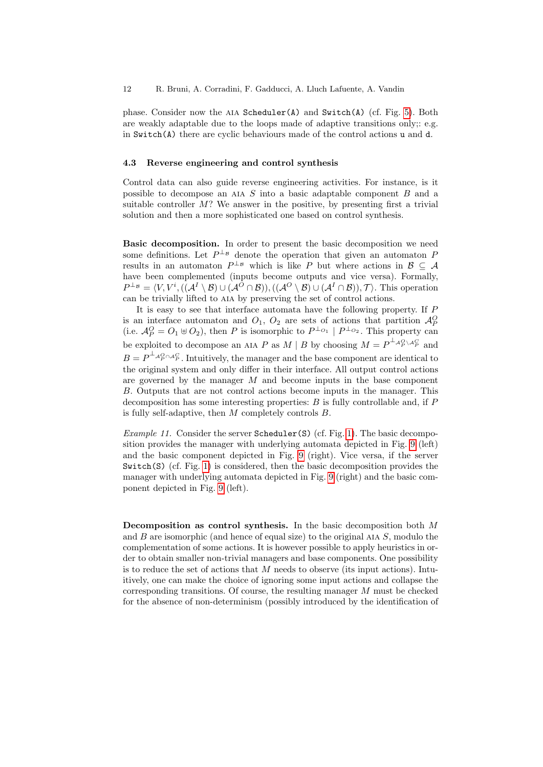phase. Consider now the AIA Scheduler(A) and Switch(A) (cf. Fig. 5). Both are weakly adaptable due to the loops made of adaptive transitions only;: e.g. in Switch(A) there are cyclic behaviours made of the control actions u and d.

### 4.3 Reverse engineering and control synthesis

Control data can also guide reverse engineering activities. For instance, is it possible to decompose an AIA $S$ into a basic adaptable component $B$ and a suitable controller $M$? We answer in the positive, by presenting first a trivial solution and then a more sophisticated one based on control synthesis.

**Basic decomposition.** In order to present the basic decomposition we need some definitions. Let $P^{\perp_{\mathcal{B}}}$ denote the operation that given an automaton $P$ results in an automaton $P^{\perp_{\mathcal{B}}}$ which is like $P$ but where actions in $\mathcal{B} \subseteq \mathcal{A}$ have been complemented (inputs become outputs and vice versa). Formally, $P^{\perp_{\mathcal{B}}} = \langle V, V^i, ((\mathcal{A}^I \setminus \mathcal{B}) \cup (\mathcal{A}^O \cap \mathcal{B})), ((\mathcal{A}^O \setminus \mathcal{B}) \cup (\mathcal{A}^I \cap \mathcal{B})), \mathcal{T} \rangle$. This operation can be trivially lifted to AIA by preserving the set of control actions.

It is easy to see that interface automata have the following property. If $P$ is an interface automaton and $O_1$, $O_2$ are sets of actions that partition $\mathcal{A}^O_P$ (i.e. $\mathcal{A}^O_P = O_1 \uplus O_2$), then $P$ is isomorphic to $P^{\perp_{O_1}} \mid P^{\perp_{O_2}}$. This property can be exploited to decompose an AIA $P$ as $M \mid B$ by choosing $M = P^{\perp_{\mathcal{A}^O_P \setminus \mathcal{A}^C_P}}$ and $B = P^{\perp_{\mathcal{A}^O_P \cap \mathcal{A}^C_P}}$. Intuitively, the manager and the base component are identical to the original system and only differ in their interface. All output control actions are governed by the manager $M$ and become inputs in the base component $B$. Outputs that are not control actions become inputs in the manager. This decomposition has some interesting properties: $B$ is fully controllable and, if $P$ is fully self-adaptive, then $M$ completely controls $B$.

*Example 11.* Consider the server Scheduler(S) (cf. Fig. 1). The basic decomposition provides the manager with underlying automata depicted in Fig. 9 (left) and the basic component depicted in Fig. 9 (right). Vice versa, if the server Switch(S) (cf. Fig. 1) is considered, then the basic decomposition provides the manager with underlying automata depicted in Fig. 9 (right) and the basic component depicted in Fig. 9 (left).

**Decomposition as control synthesis.** In the basic decomposition both $M$ and $B$ are isomorphic (and hence of equal size) to the original AIA $S$, modulo the complementation of some actions. It is however possible to apply heuristics in order to obtain smaller non-trivial managers and base components. One possibility is to reduce the set of actions that $M$ needs to observe (its input actions). Intuitively, one can make the choice of ignoring some input actions and collapse the corresponding transitions. Of course, the resulting manager $M$ must be checked for the absence of non-determinism (possibly introduced by the identification of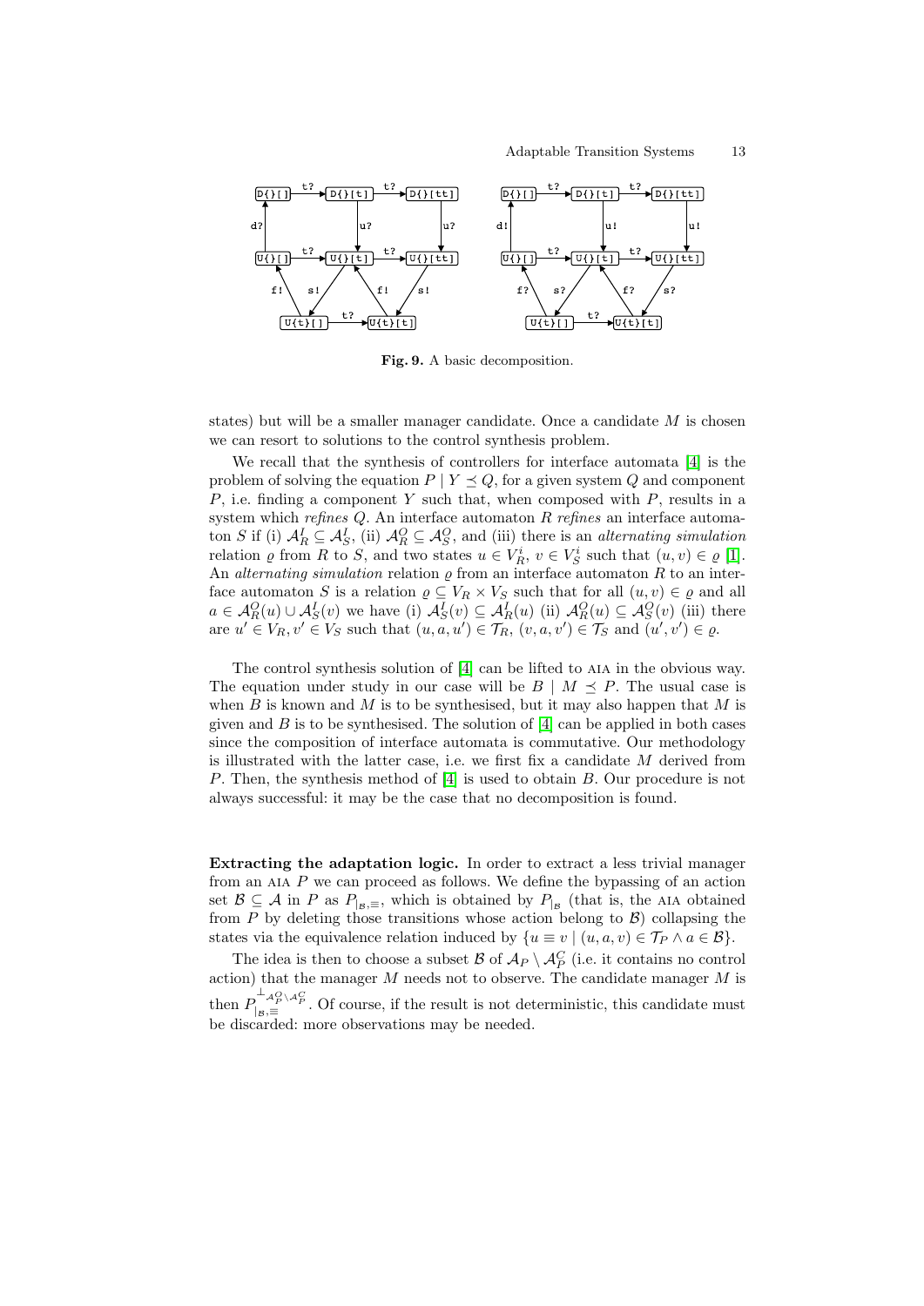**Fig. 9.** A basic decomposition.

states) but will be a smaller manager candidate. Once a candidate $M$ is chosen we can resort to solutions to the control synthesis problem.

We recall that the synthesis of controllers for interface automata [4] is the problem of solving the equation $P \mid Y \preceq Q$, for a given system $Q$ and component $P$, i.e. finding a component $Y$ such that, when composed with $P$, results in a system which *refines* $Q$. An interface automaton $R$ *refines* an interface automaton $S$ if (i) $\mathcal{A}^I_R \subseteq \mathcal{A}^I_S$, (ii) $\mathcal{A}^O_R \subseteq \mathcal{A}^O_S$, and (iii) there is an *alternating simulation* relation $\varrho$ from $R$ to $S$, and two states $u \in V^i_R$, $v \in V^i_S$ such that $(u, v) \in \varrho$ [1]. An *alternating simulation* relation $\varrho$ from an interface automaton $R$ to an interface automaton $S$ is a relation $\varrho \subseteq V_R \times V_S$ such that for all $(u, v) \in \varrho$ and all $a \in \mathcal{A}^O_R(u) \cup \mathcal{A}^I_S(v)$ we have (i) $\mathcal{A}^I_S(v) \subseteq \mathcal{A}^I_R(u)$ (ii) $\mathcal{A}^O_R(u) \subseteq \mathcal{A}^O_S(v)$ (iii) there are $u' \in V_R, v' \in V_S$ such that $(u, a, u') \in \mathcal{T}_R$, $(v, a, v') \in \mathcal{T}_S$ and $(u', v') \in \varrho$.

The control synthesis solution of [4] can be lifted to AIA in the obvious way. The equation under study in our case will be $B \mid M \preceq P$. The usual case is when $B$ is known and $M$ is to be synthesised, but it may also happen that $M$ is given and $B$ is to be synthesised. The solution of [4] can be applied in both cases since the composition of interface automata is commutative. Our methodology is illustrated with the latter case, i.e. we first fix a candidate $M$ derived from $P$. Then, the synthesis method of [4] is used to obtain $B$. Our procedure is not always successful: it may be the case that no decomposition is found.

**Extracting the adaptation logic.** In order to extract a less trivial manager from an AIA $P$ we can proceed as follows. We define the bypassing of an action set $\mathcal{B} \subseteq \mathcal{A}$ in $P$ as $P_{|_{\mathcal{B}},\equiv}$, which is obtained by $P_{|_{\mathcal{B}}}$ (that is, the AIA obtained from $P$ by deleting those transitions whose action belong to $\mathcal{B}$) collapsing the states via the equivalence relation induced by $\{u \equiv v \mid (u, a, v) \in \mathcal{T}_P \wedge a \in \mathcal{B}\}$.

The idea is then to choose a subset $\mathcal{B}$ of $\mathcal{A}_P \setminus \mathcal{A}^C_P$ (i.e. it contains no control action) that the manager $M$ needs not to observe. The candidate manager $M$ is then $P^{\perp \mathcal{A}^O_P \setminus \mathcal{A}^C_P}_{|_{\mathcal{B}},\equiv}$. Of course, if the result is not deterministic, this candidate must be discarded: more observations may be needed.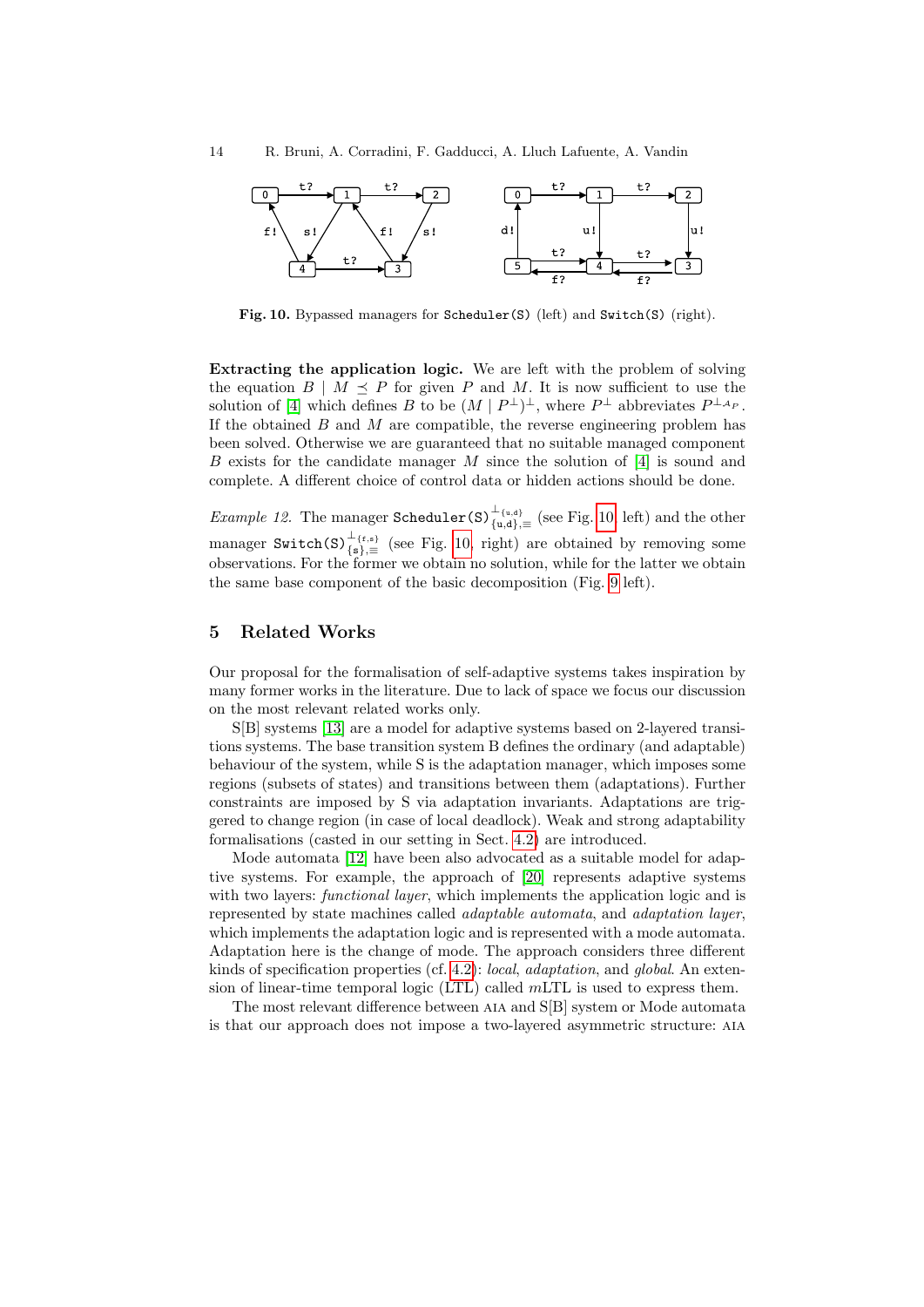**Fig. 10.** Bypassed managers for `Scheduler(S)` (left) and `Switch(S)` (right).

**Extracting the application logic.** We are left with the problem of solving the equation $B \mid M \preceq P$ for given $P$ and $M$. It is now sufficient to use the solution of [4] which defines $B$ to be $(M \mid P^{\perp})^{\perp}$, where $P^{\perp}$ abbreviates $P^{\perp_{\mathcal{A}_P}}$. If the obtained $B$ and $M$ are compatible, the reverse engineering problem has been solved. Otherwise we are guaranteed that no suitable managed component $B$ exists for the candidate manager $M$ since the solution of [4] is sound and complete. A different choice of control data or hidden actions should be done.

*Example 12.* The manager $\texttt{Scheduler(S)}^{\perp_{\{\texttt{u,d}\}}}_{\{\texttt{u,d}\},\equiv}$ (see Fig. 10, left) and the other manager $\texttt{Switch(S)}^{\perp_{\{\texttt{f,s}\}}}_{\{\texttt{s}\},\equiv}$ (see Fig. 10, right) are obtained by removing some observations. For the former we obtain no solution, while for the latter we obtain the same base component of the basic decomposition (Fig. 9 left).

## 5 Related Works

Our proposal for the formalisation of self-adaptive systems takes inspiration by many former works in the literature. Due to lack of space we focus our discussion on the most relevant related works only.

S[B] systems [13] are a model for adaptive systems based on 2-layered transitions systems. The base transition system B defines the ordinary (and adaptable) behaviour of the system, while S is the adaptation manager, which imposes some regions (subsets of states) and transitions between them (adaptations). Further constraints are imposed by S via adaptation invariants. Adaptations are triggered to change region (in case of local deadlock). Weak and strong adaptability formalisations (casted in our setting in Sect. 4.2) are introduced.

Mode automata [12] have been also advocated as a suitable model for adaptive systems. For example, the approach of [20] represents adaptive systems with two layers: *functional layer*, which implements the application logic and is represented by state machines called *adaptable automata*, and *adaptation layer*, which implements the adaptation logic and is represented with a mode automata. Adaptation here is the change of mode. The approach considers three different kinds of specification properties (cf. 4.2): *local*, *adaptation*, and *global*. An extension of linear-time temporal logic (LTL) called $m$LTL is used to express them.

The most relevant difference between AIA and S[B] system or Mode automata is that our approach does not impose a two-layered asymmetric structure: AIA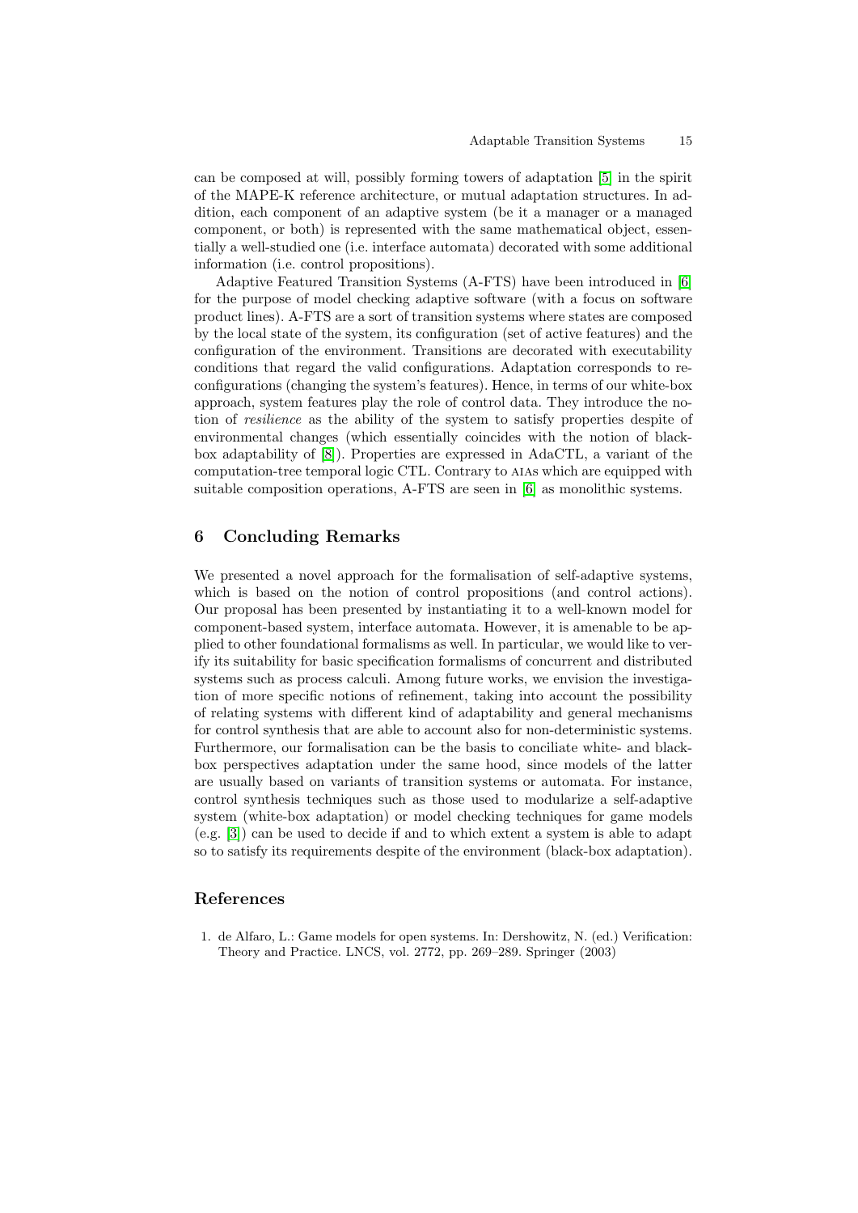can be composed at will, possibly forming towers of adaptation [5] in the spirit of the MAPE-K reference architecture, or mutual adaptation structures. In addition, each component of an adaptive system (be it a manager or a managed component, or both) is represented with the same mathematical object, essentially a well-studied one (i.e. interface automata) decorated with some additional information (i.e. control propositions).

Adaptive Featured Transition Systems (A-FTS) have been introduced in [6] for the purpose of model checking adaptive software (with a focus on software product lines). A-FTS are a sort of transition systems where states are composed by the local state of the system, its configuration (set of active features) and the configuration of the environment. Transitions are decorated with executability conditions that regard the valid configurations. Adaptation corresponds to reconfigurations (changing the system's features). Hence, in terms of our white-box approach, system features play the role of control data. They introduce the notion of *resilience* as the ability of the system to satisfy properties despite of environmental changes (which essentially coincides with the notion of black-box adaptability of [8]). Properties are expressed in AdaCTL, a variant of the computation-tree temporal logic CTL. Contrary to AIAs which are equipped with suitable composition operations, A-FTS are seen in [6] as monolithic systems.

## 6 Concluding Remarks

We presented a novel approach for the formalisation of self-adaptive systems, which is based on the notion of control propositions (and control actions). Our proposal has been presented by instantiating it to a well-known model for component-based system, interface automata. However, it is amenable to be applied to other foundational formalisms as well. In particular, we would like to verify its suitability for basic specification formalisms of concurrent and distributed systems such as process calculi. Among future works, we envision the investigation of more specific notions of refinement, taking into account the possibility of relating systems with different kind of adaptability and general mechanisms for control synthesis that are able to account also for non-deterministic systems. Furthermore, our formalisation can be the basis to conciliate white- and black-box perspectives adaptation under the same hood, since models of the latter are usually based on variants of transition systems or automata. For instance, control synthesis techniques such as those used to modularize a self-adaptive system (white-box adaptation) or model checking techniques for game models (e.g. [3]) can be used to decide if and to which extent a system is able to adapt so to satisfy its requirements despite of the environment (black-box adaptation).

## References

1. de Alfaro, L.: Game models for open systems. In: Dershowitz, N. (ed.) Verification: Theory and Practice. LNCS, vol. 2772, pp. 269–289. Springer (2003)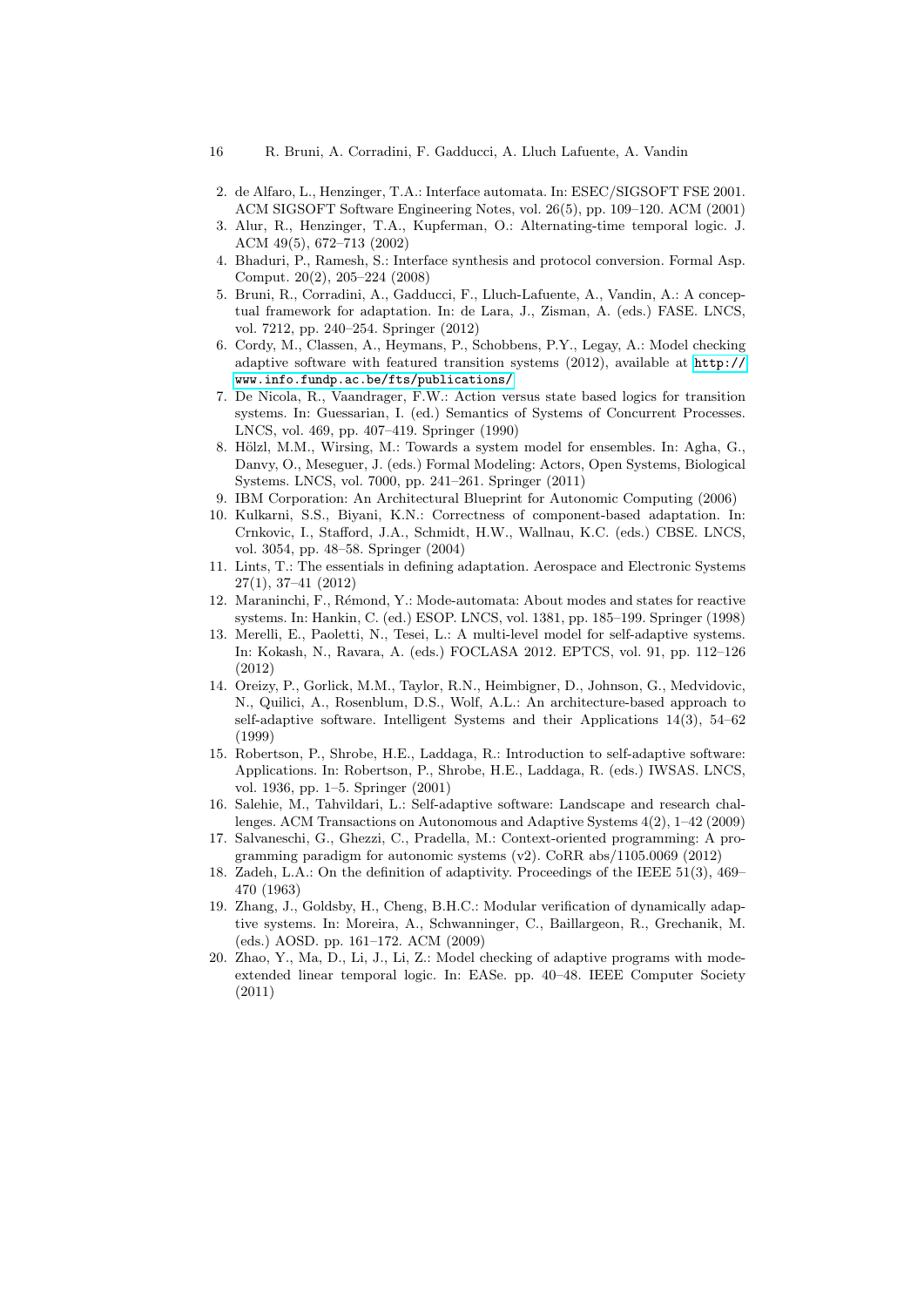2. de Alfaro, L., Henzinger, T.A.: Interface automata. In: ESEC/SIGSOFT FSE 2001. ACM SIGSOFT Software Engineering Notes, vol. 26(5), pp. 109–120. ACM (2001)
3. Alur, R., Henzinger, T.A., Kupferman, O.: Alternating-time temporal logic. J. ACM 49(5), 672–713 (2002)
4. Bhaduri, P., Ramesh, S.: Interface synthesis and protocol conversion. Formal Asp. Comput. 20(2), 205–224 (2008)
5. Bruni, R., Corradini, A., Gadducci, F., Lluch-Lafuente, A., Vandin, A.: A conceptual framework for adaptation. In: de Lara, J., Zisman, A. (eds.) FASE. LNCS, vol. 7212, pp. 240–254. Springer (2012)
6. Cordy, M., Classen, A., Heymans, P., Schobbens, P.Y., Legay, A.: Model checking adaptive software with featured transition systems (2012), available at http://www.info.fundp.ac.be/fts/publications/
7. De Nicola, R., Vaandrager, F.W.: Action versus state based logics for transition systems. In: Guessarian, I. (ed.) Semantics of Systems of Concurrent Processes. LNCS, vol. 469, pp. 407–419. Springer (1990)
8. Hölzl, M.M., Wirsing, M.: Towards a system model for ensembles. In: Agha, G., Danvy, O., Meseguer, J. (eds.) Formal Modeling: Actors, Open Systems, Biological Systems. LNCS, vol. 7000, pp. 241–261. Springer (2011)
9. IBM Corporation: An Architectural Blueprint for Autonomic Computing (2006)
10. Kulkarni, S.S., Biyani, K.N.: Correctness of component-based adaptation. In: Crnkovic, I., Stafford, J.A., Schmidt, H.W., Wallnau, K.C. (eds.) CBSE. LNCS, vol. 3054, pp. 48–58. Springer (2004)
11. Lints, T.: The essentials in defining adaptation. Aerospace and Electronic Systems 27(1), 37–41 (2012)
12. Maraninchi, F., Rémond, Y.: Mode-automata: About modes and states for reactive systems. In: Hankin, C. (ed.) ESOP. LNCS, vol. 1381, pp. 185–199. Springer (1998)
13. Merelli, E., Paoletti, N., Tesei, L.: A multi-level model for self-adaptive systems. In: Kokash, N., Ravara, A. (eds.) FOCLASA 2012. EPTCS, vol. 91, pp. 112–126 (2012)
14. Oreizy, P., Gorlick, M.M., Taylor, R.N., Heimbigner, D., Johnson, G., Medvidovic, N., Quilici, A., Rosenblum, D.S., Wolf, A.L.: An architecture-based approach to self-adaptive software. Intelligent Systems and their Applications 14(3), 54–62 (1999)
15. Robertson, P., Shrobe, H.E., Laddaga, R.: Introduction to self-adaptive software: Applications. In: Robertson, P., Shrobe, H.E., Laddaga, R. (eds.) IWSAS. LNCS, vol. 1936, pp. 1–5. Springer (2001)
16. Salehie, M., Tahvildari, L.: Self-adaptive software: Landscape and research challenges. ACM Transactions on Autonomous and Adaptive Systems 4(2), 1–42 (2009)
17. Salvaneschi, G., Ghezzi, C., Pradella, M.: Context-oriented programming: A programming paradigm for autonomic systems (v2). CoRR abs/1105.0069 (2012)
18. Zadeh, L.A.: On the definition of adaptivity. Proceedings of the IEEE 51(3), 469–470 (1963)
19. Zhang, J., Goldsby, H., Cheng, B.H.C.: Modular verification of dynamically adaptive systems. In: Moreira, A., Schwanninger, C., Baillargeon, R., Grechanik, M. (eds.) AOSD. pp. 161–172. ACM (2009)
20. Zhao, Y., Ma, D., Li, J., Li, Z.: Model checking of adaptive programs with mode-extended linear temporal logic. In: EASe. pp. 40–48. IEEE Computer Society (2011)